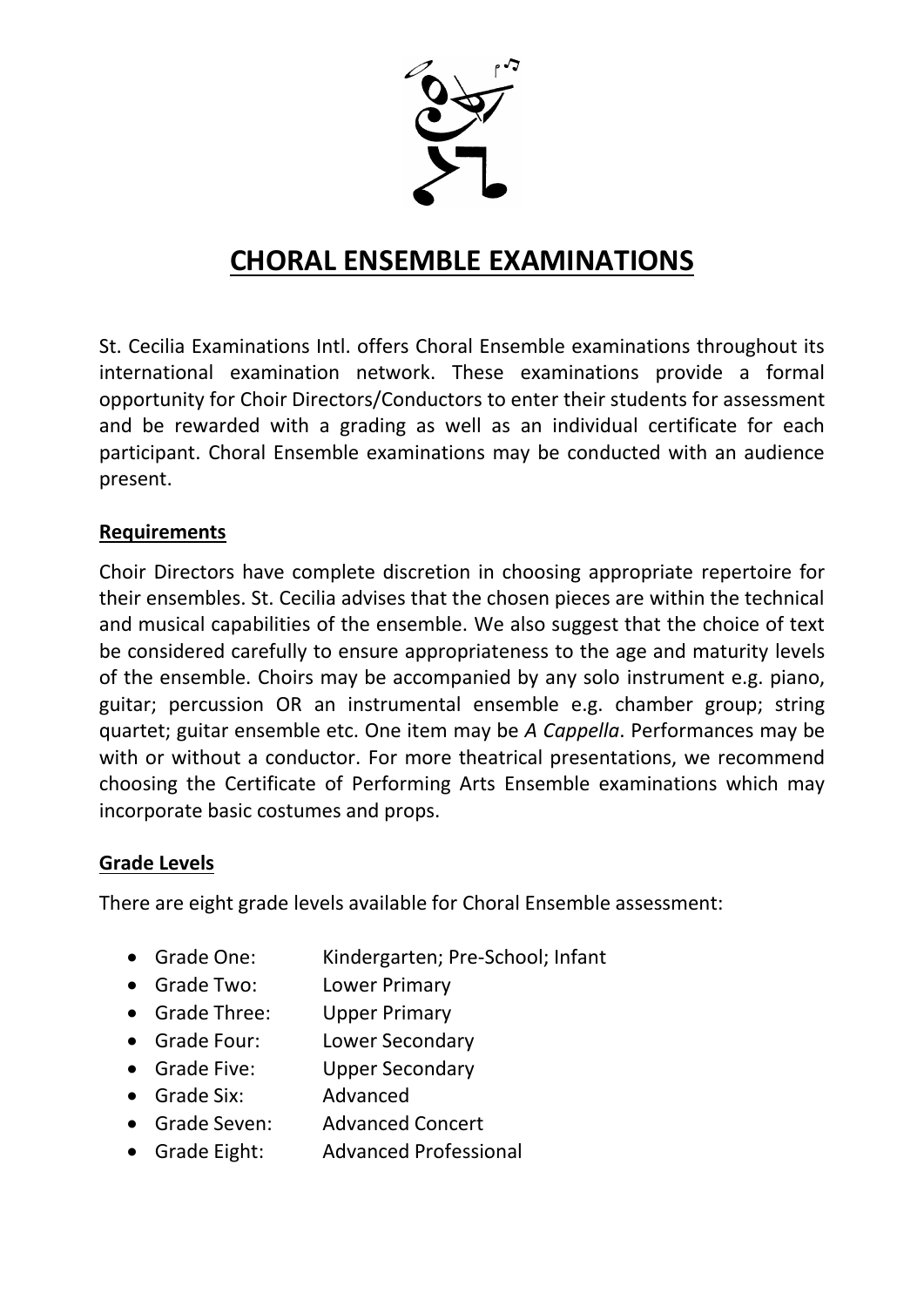# CHORAL ENSEMBLE EXAMINATIONS

St. Cecilia Examinations Intl. offers Choral Ensemble examinations throughout its international examination network. These examinations provide a formal opportunity for Choir Directors/Conductors to enter their students for assessment and be rewarded with a grading as well as an individual certificate for each participant. Choral Ensemble examinations may be conducted with an audience present.

## Requirements

Choir Directors have complete discretion in choosing appropriate repertoire for their ensembles. St. Cecilia advises that the chosen pieces are within the technical and musical capabilities of the ensemble. We also suggest that the choice of text be considered carefully to ensure appropriateness to the age and maturity levels of the ensemble. Choirs may be accompanied by any solo instrument e.g. piano, guitar; percussion OR an instrumental ensemble e.g. chamber group; string quartet; guitar ensemble etc. One item may be *A Cappella*. Performances may be with or without a conductor. For more theatrical presentations, we recommend choosing the Certificate of Performing Arts Ensemble examinations which may incorporate basic costumes and props.

## Grade Levels

There are eight grade levels available for Choral Ensemble assessment:

- Grade One: Kindergarten; Pre-School; Infant
- Grade Two: Lower Primary
- Grade Three: Upper Primary
- Grade Four: Lower Secondary
- Grade Five: Upper Secondary
- Grade Six: Advanced
- Grade Seven: Advanced Concert
- Grade Eight: Advanced Professional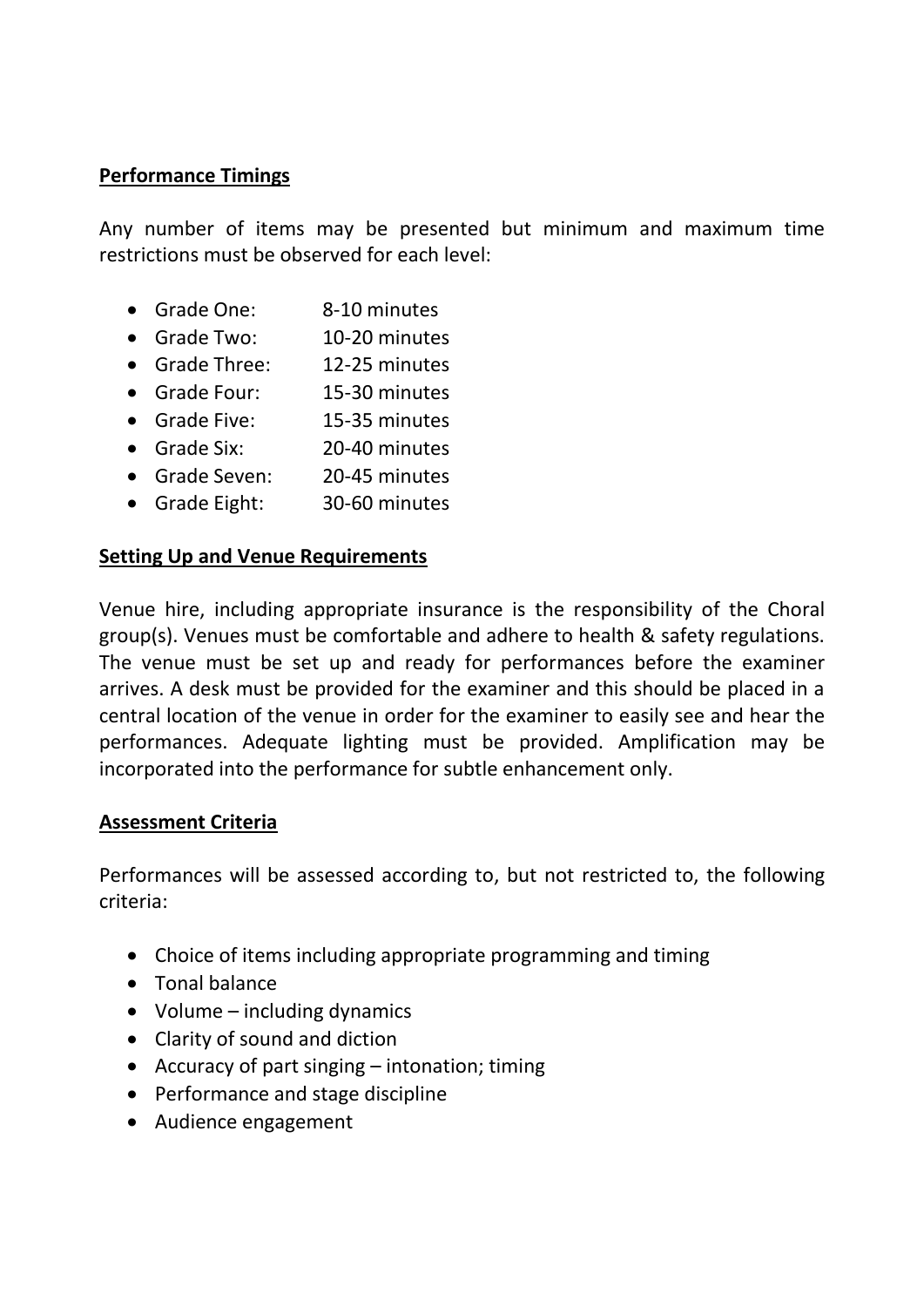## Performance Timings

Any number of items may be presented but minimum and maximum time restrictions must be observed for each level:

- Grade One: 8-10 minutes
- Grade Two: 10-20 minutes
- Grade Three: 12-25 minutes
- Grade Four: 15-30 minutes
- Grade Five: 15-35 minutes
- Grade Six: 20-40 minutes
- Grade Seven: 20-45 minutes
- Grade Eight: 30-60 minutes

## Setting Up and Venue Requirements

Venue hire, including appropriate insurance is the responsibility of the Choral group(s). Venues must be comfortable and adhere to health & safety regulations. The venue must be set up and ready for performances before the examiner arrives. A desk must be provided for the examiner and this should be placed in a central location of the venue in order for the examiner to easily see and hear the performances. Adequate lighting must be provided. Amplification may be incorporated into the performance for subtle enhancement only.

## Assessment Criteria

Performances will be assessed according to, but not restricted to, the following criteria:

- Choice of items including appropriate programming and timing
- Tonal balance
- Volume – including dynamics
- Clarity of sound and diction
- Accuracy of part singing – intonation; timing
- Performance and stage discipline
- Audience engagement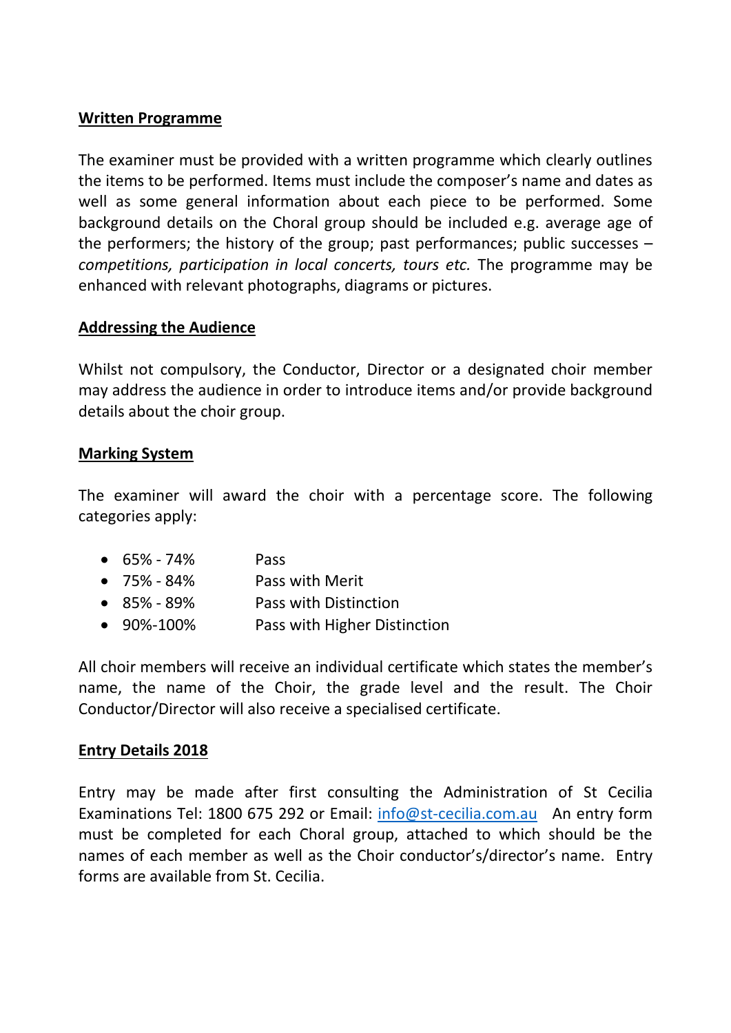**Written Programme**

The examiner must be provided with a written programme which clearly outlines the items to be performed. Items must include the composer's name and dates as well as some general information about each piece to be performed. Some background details on the Choral group should be included e.g. average age of the performers; the history of the group; past performances; public successes – *competitions, participation in local concerts, tours etc.* The programme may be enhanced with relevant photographs, diagrams or pictures.

**Addressing the Audience**

Whilst not compulsory, the Conductor, Director or a designated choir member may address the audience in order to introduce items and/or provide background details about the choir group.

**Marking System**

The examiner will award the choir with a percentage score. The following categories apply:

- 65% - 74% Pass
- 75% - 84% Pass with Merit
- 85% - 89% Pass with Distinction
- 90%-100% Pass with Higher Distinction

All choir members will receive an individual certificate which states the member's name, the name of the Choir, the grade level and the result. The Choir Conductor/Director will also receive a specialised certificate.

**Entry Details 2018**

Entry may be made after first consulting the Administration of St Cecilia Examinations Tel: 1800 675 292 or Email: info@st-cecilia.com.au An entry form must be completed for each Choral group, attached to which should be the names of each member as well as the Choir conductor's/director's name. Entry forms are available from St. Cecilia.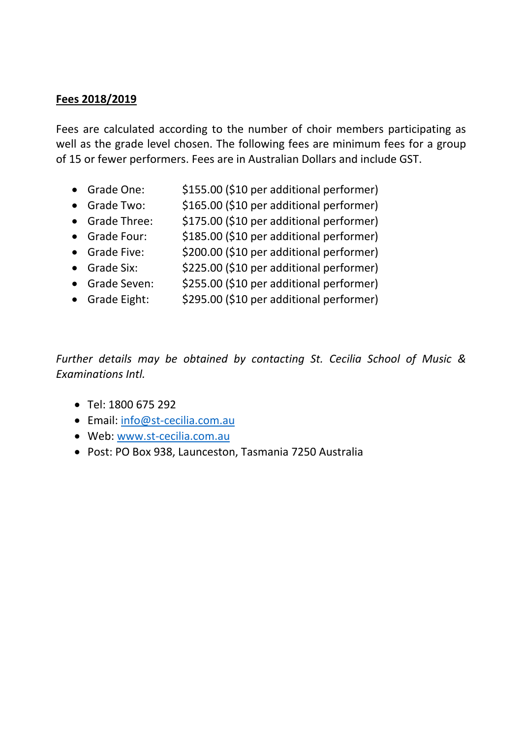**<u>Fees 2018/2019</u>**

Fees are calculated according to the number of choir members participating as well as the grade level chosen. The following fees are minimum fees for a group of 15 or fewer performers. Fees are in Australian Dollars and include GST.

- Grade One: $155.00 ($10 per additional performer)
- Grade Two: $165.00 ($10 per additional performer)
- Grade Three: $175.00 ($10 per additional performer)
- Grade Four: $185.00 ($10 per additional performer)
- Grade Five: $200.00 ($10 per additional performer)
- Grade Six: $225.00 ($10 per additional performer)
- Grade Seven: $255.00 ($10 per additional performer)
- Grade Eight: $295.00 ($10 per additional performer)

*Further details may be obtained by contacting St. Cecilia School of Music & Examinations Intl.*

- Tel: 1800 675 292
- Email: info@st-cecilia.com.au
- Web: www.st-cecilia.com.au
- Post: PO Box 938, Launceston, Tasmania 7250 Australia